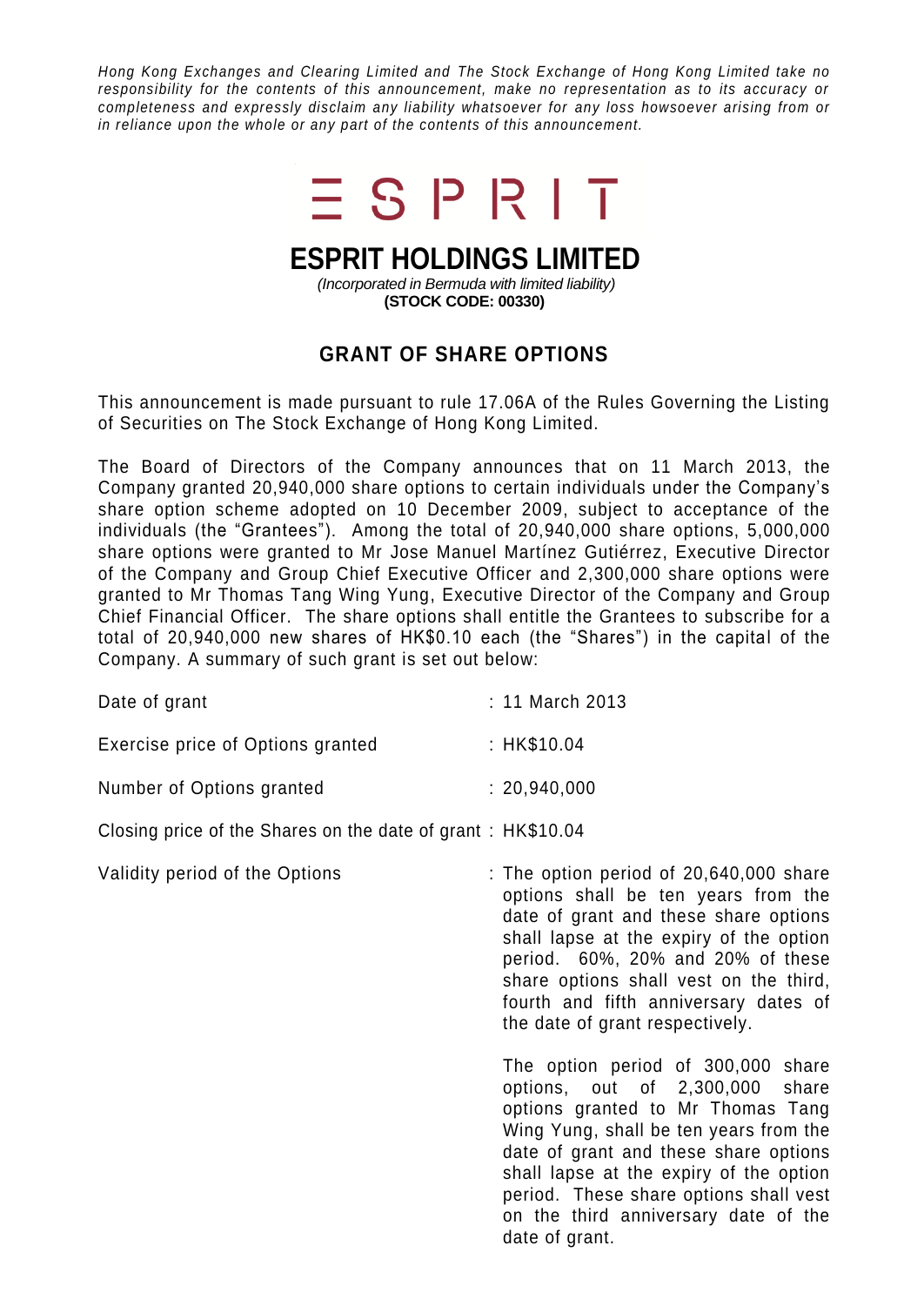*Hong Kong Exchanges and Clearing Limited and The Stock Exchange of Hong Kong Limited take no responsibility for the contents of this announcement, make no representation as to its accuracy or completeness and expressly disclaim any liability whatsoever for any loss howsoever arising from or in reliance upon the whole or any part of the contents of this announcement.*

ESPRIT

# ESPRIT HOLDINGS LIMITED

*(Incorporated in Bermuda with limited liability)*
**(STOCK CODE: 00330)**

## GRANT OF SHARE OPTIONS

This announcement is made pursuant to rule 17.06A of the Rules Governing the Listing of Securities on The Stock Exchange of Hong Kong Limited.

The Board of Directors of the Company announces that on 11 March 2013, the Company granted 20,940,000 share options to certain individuals under the Company's share option scheme adopted on 10 December 2009, subject to acceptance of the individuals (the "Grantees"). Among the total of 20,940,000 share options, 5,000,000 share options were granted to Mr Jose Manuel Martínez Gutiérrez, Executive Director of the Company and Group Chief Executive Officer and 2,300,000 share options were granted to Mr Thomas Tang Wing Yung, Executive Director of the Company and Group Chief Financial Officer. The share options shall entitle the Grantees to subscribe for a total of 20,940,000 new shares of HK$0.10 each (the "Shares") in the capital of the Company. A summary of such grant is set out below:

| | |
|---|---|
| Date of grant | : 11 March 2013 |
| Exercise price of Options granted | : HK$10.04 |
| Number of Options granted | : 20,940,000 |
| Closing price of the Shares on the date of grant | : HK$10.04 |
| Validity period of the Options | : The option period of 20,640,000 share options shall be ten years from the date of grant and these share options shall lapse at the expiry of the option period. 60%, 20% and 20% of these share options shall vest on the third, fourth and fifth anniversary dates of the date of grant respectively.<br><br>The option period of 300,000 share options, out of 2,300,000 share options granted to Mr Thomas Tang Wing Yung, shall be ten years from the date of grant and these share options shall lapse at the expiry of the option period. These share options shall vest on the third anniversary date of the date of grant. |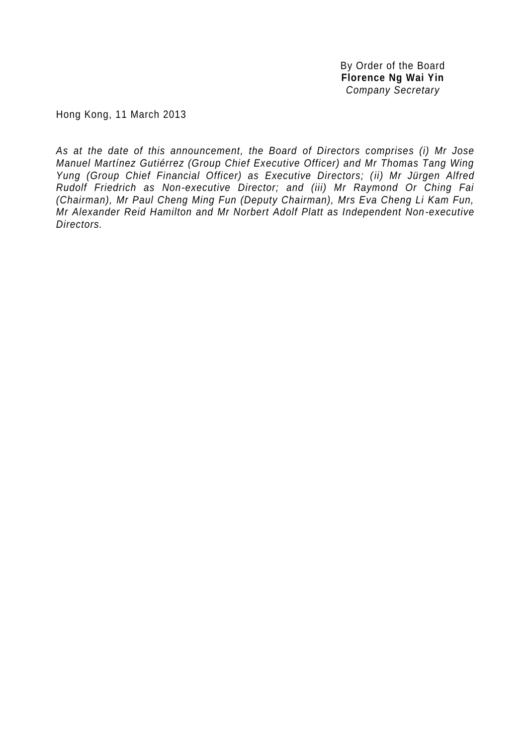By Order of the Board
**Florence Ng Wai Yin**
*Company Secretary*

Hong Kong, 11 March 2013

*As at the date of this announcement, the Board of Directors comprises (i) Mr Jose Manuel Martínez Gutiérrez (Group Chief Executive Officer) and Mr Thomas Tang Wing Yung (Group Chief Financial Officer) as Executive Directors; (ii) Mr Jürgen Alfred Rudolf Friedrich as Non-executive Director; and (iii) Mr Raymond Or Ching Fai (Chairman), Mr Paul Cheng Ming Fun (Deputy Chairman), Mrs Eva Cheng Li Kam Fun, Mr Alexander Reid Hamilton and Mr Norbert Adolf Platt as Independent Non-executive Directors.*